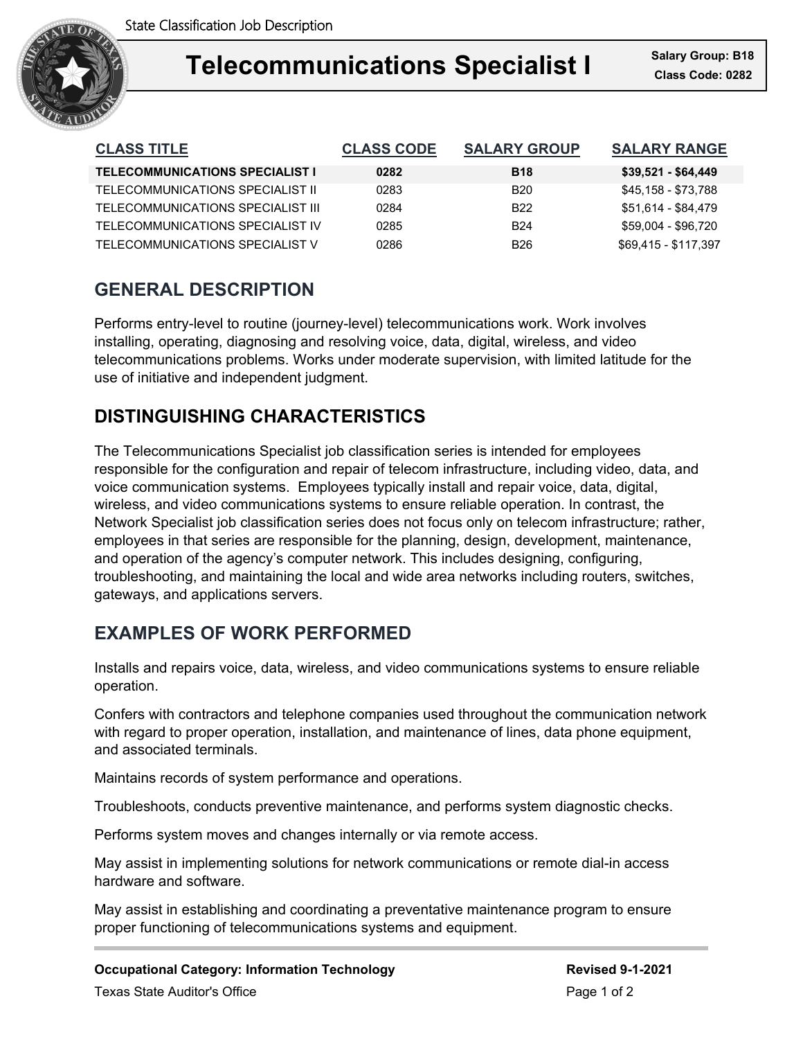State Classification Job Description

# Telecommunications Specialist I

**Salary Group: B18**
**Class Code: 0282**

| CLASS TITLE | CLASS CODE | SALARY GROUP | SALARY RANGE |
|---|---|---|---|
| **TELECOMMUNICATIONS SPECIALIST I** | **0282** | **B18** | **$39,521 - $64,449** |
| TELECOMMUNICATIONS SPECIALIST II | 0283 | B20 | $45,158 - $73,788 |
| TELECOMMUNICATIONS SPECIALIST III | 0284 | B22 | $51,614 - $84,479 |
| TELECOMMUNICATIONS SPECIALIST IV | 0285 | B24 | $59,004 - $96,720 |
| TELECOMMUNICATIONS SPECIALIST V | 0286 | B26 | $69,415 - $117,397 |

## GENERAL DESCRIPTION

Performs entry-level to routine (journey-level) telecommunications work. Work involves installing, operating, diagnosing and resolving voice, data, digital, wireless, and video telecommunications problems. Works under moderate supervision, with limited latitude for the use of initiative and independent judgment.

## DISTINGUISHING CHARACTERISTICS

The Telecommunications Specialist job classification series is intended for employees responsible for the configuration and repair of telecom infrastructure, including video, data, and voice communication systems. Employees typically install and repair voice, data, digital, wireless, and video communications systems to ensure reliable operation. In contrast, the Network Specialist job classification series does not focus only on telecom infrastructure; rather, employees in that series are responsible for the planning, design, development, maintenance, and operation of the agency's computer network. This includes designing, configuring, troubleshooting, and maintaining the local and wide area networks including routers, switches, gateways, and applications servers.

## EXAMPLES OF WORK PERFORMED

Installs and repairs voice, data, wireless, and video communications systems to ensure reliable operation.

Confers with contractors and telephone companies used throughout the communication network with regard to proper operation, installation, and maintenance of lines, data phone equipment, and associated terminals.

Maintains records of system performance and operations.

Troubleshoots, conducts preventive maintenance, and performs system diagnostic checks.

Performs system moves and changes internally or via remote access.

May assist in implementing solutions for network communications or remote dial-in access hardware and software.

May assist in establishing and coordinating a preventative maintenance program to ensure proper functioning of telecommunications systems and equipment.

**Occupational Category: Information Technology**

**Revised 9-1-2021**

Texas State Auditor's Office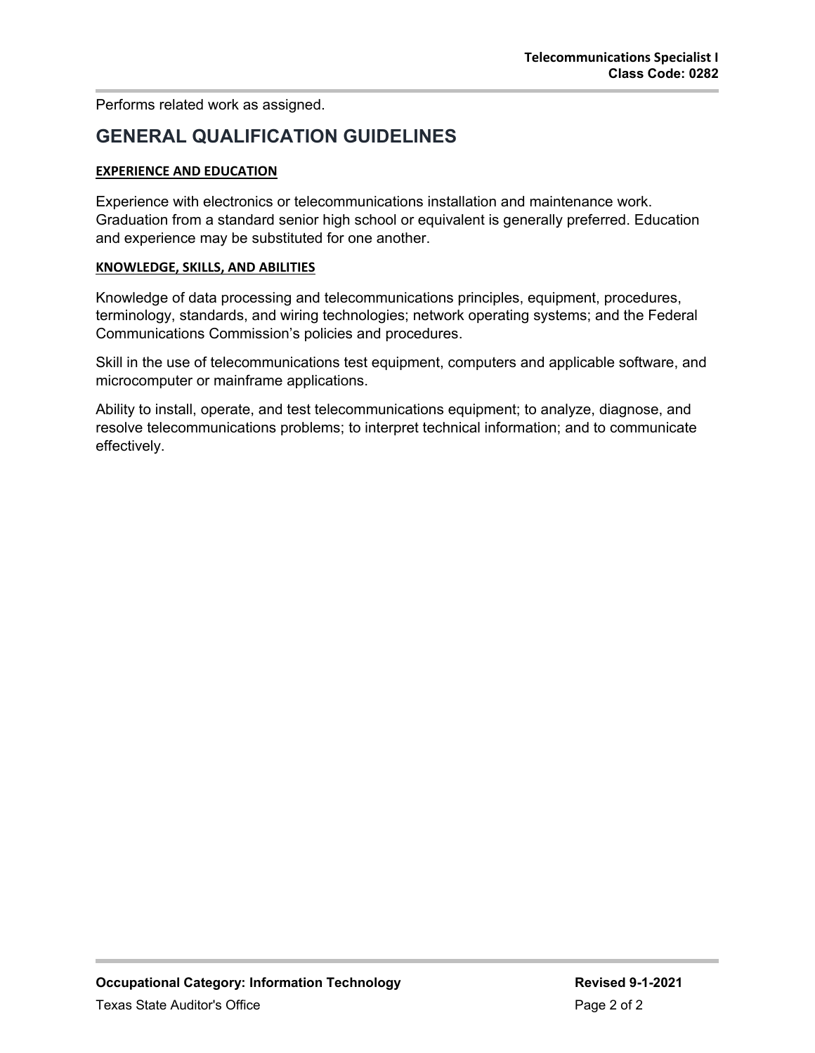Performs related work as assigned.

## GENERAL QUALIFICATION GUIDELINES

### EXPERIENCE AND EDUCATION

Experience with electronics or telecommunications installation and maintenance work. Graduation from a standard senior high school or equivalent is generally preferred. Education and experience may be substituted for one another.

### KNOWLEDGE, SKILLS, AND ABILITIES

Knowledge of data processing and telecommunications principles, equipment, procedures, terminology, standards, and wiring technologies; network operating systems; and the Federal Communications Commission's policies and procedures.

Skill in the use of telecommunications test equipment, computers and applicable software, and microcomputer or mainframe applications.

Ability to install, operate, and test telecommunications equipment; to analyze, diagnose, and resolve telecommunications problems; to interpret technical information; and to communicate effectively.